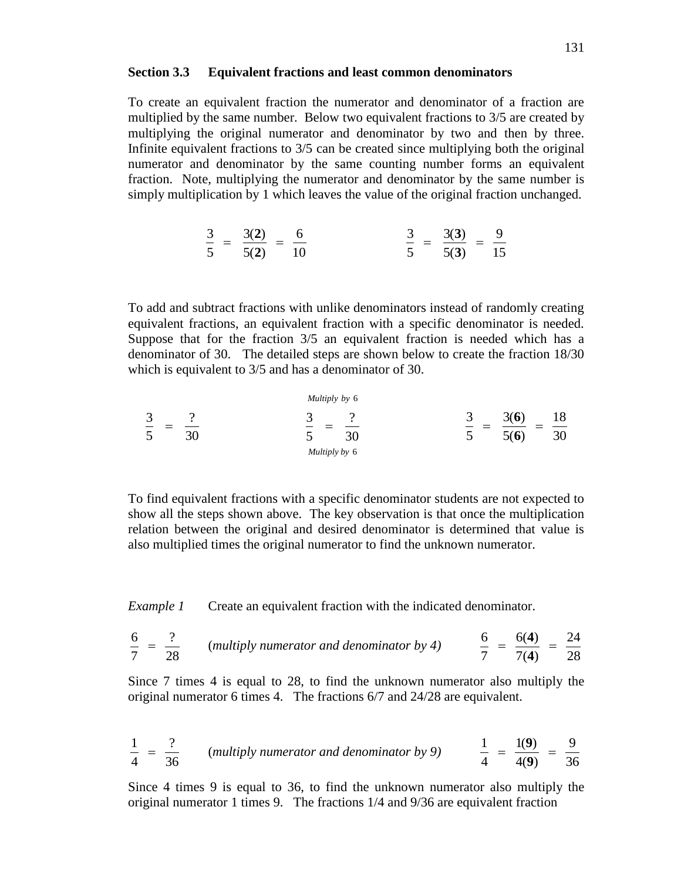## Section 3.3 Equivalent fractions and least common denominators

To create an equivalent fraction the numerator and denominator of a fraction are multiplied by the same number. Below two equivalent fractions to 3/5 are created by multiplying the original numerator and denominator by two and then by three. Infinite equivalent fractions to 3/5 can be created since multiplying both the original numerator and denominator by the same counting number forms an equivalent fraction. Note, multiplying the numerator and denominator by the same number is simply multiplication by 1 which leaves the value of the original fraction unchanged.

$$\frac{3}{5} = \frac{3(\mathbf{2})}{5(\mathbf{2})} = \frac{6}{10} \qquad\qquad \frac{3}{5} = \frac{3(\mathbf{3})}{5(\mathbf{3})} = \frac{9}{15}$$

To add and subtract fractions with unlike denominators instead of randomly creating equivalent fractions, an equivalent fraction with a specific denominator is needed. Suppose that for the fraction 3/5 an equivalent fraction is needed which has a denominator of 30. The detailed steps are shown below to create the fraction 18/30 which is equivalent to 3/5 and has a denominator of 30.

$$\frac{3}{5} = \frac{?}{30} \qquad\qquad \underset{\textit{Multiply by } 6}{\overset{\textit{Multiply by } 6}{\frac{3}{5} = \frac{?}{30}}} \qquad\qquad \frac{3}{5} = \frac{3(\mathbf{6})}{5(\mathbf{6})} = \frac{18}{30}$$

To find equivalent fractions with a specific denominator students are not expected to show all the steps shown above. The key observation is that once the multiplication relation between the original and desired denominator is determined that value is also multiplied times the original numerator to find the unknown numerator.

*Example 1* Create an equivalent fraction with the indicated denominator.

$$\frac{6}{7} = \frac{?}{28} \qquad (\textit{multiply numerator and denominator by 4}) \qquad \frac{6}{7} = \frac{6(\mathbf{4})}{7(\mathbf{4})} = \frac{24}{28}$$

Since 7 times 4 is equal to 28, to find the unknown numerator also multiply the original numerator 6 times 4. The fractions 6/7 and 24/28 are equivalent.

$$\frac{1}{4} = \frac{?}{36} \qquad (\textit{multiply numerator and denominator by 9}) \qquad \frac{1}{4} = \frac{1(\mathbf{9})}{4(\mathbf{9})} = \frac{9}{36}$$

Since 4 times 9 is equal to 36, to find the unknown numerator also multiply the original numerator 1 times 9. The fractions 1/4 and 9/36 are equivalent fraction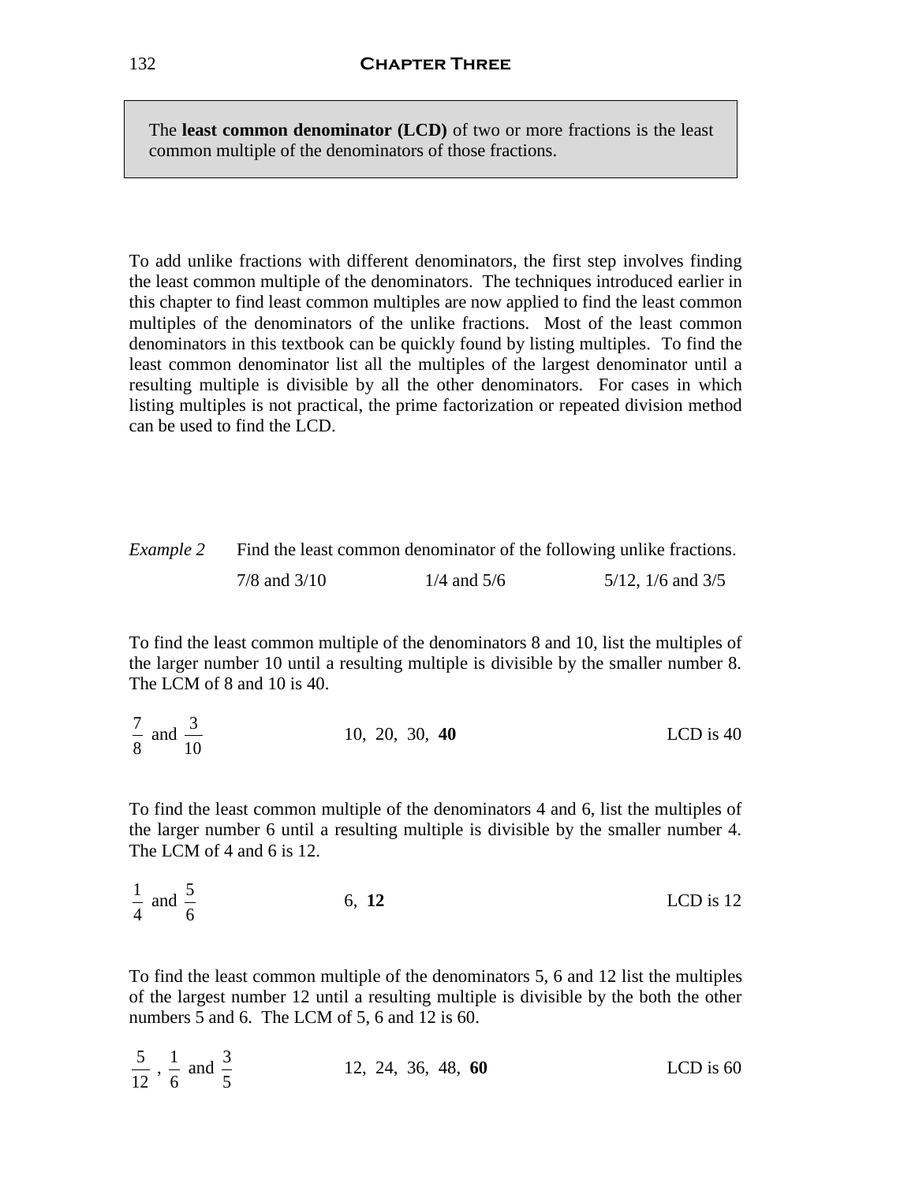> The **least common denominator (LCD)** of two or more fractions is the least common multiple of the denominators of those fractions.

To add unlike fractions with different denominators, the first step involves finding the least common multiple of the denominators. The techniques introduced earlier in this chapter to find least common multiples are now applied to find the least common multiples of the denominators of the unlike fractions. Most of the least common denominators in this textbook can be quickly found by listing multiples. To find the least common denominator list all the multiples of the largest denominator until a resulting multiple is divisible by all the other denominators. For cases in which listing multiples is not practical, the prime factorization or repeated division method can be used to find the LCD.

*Example 2* Find the least common denominator of the following unlike fractions.

7/8 and 3/10 1/4 and 5/6 5/12, 1/6 and 3/5

To find the least common multiple of the denominators 8 and 10, list the multiples of the larger number 10 until a resulting multiple is divisible by the smaller number 8. The LCM of 8 and 10 is 40.

$\frac{7}{8}$ and $\frac{3}{10}$ 10, 20, 30, **40** LCD is 40

To find the least common multiple of the denominators 4 and 6, list the multiples of the larger number 6 until a resulting multiple is divisible by the smaller number 4. The LCM of 4 and 6 is 12.

$\frac{1}{4}$ and $\frac{5}{6}$ 6, **12** LCD is 12

To find the least common multiple of the denominators 5, 6 and 12 list the multiples of the largest number 12 until a resulting multiple is divisible by the both the other numbers 5 and 6. The LCM of 5, 6 and 12 is 60.

$\frac{5}{12}$ , $\frac{1}{6}$ and $\frac{3}{5}$ 12, 24, 36, 48, **60** LCD is 60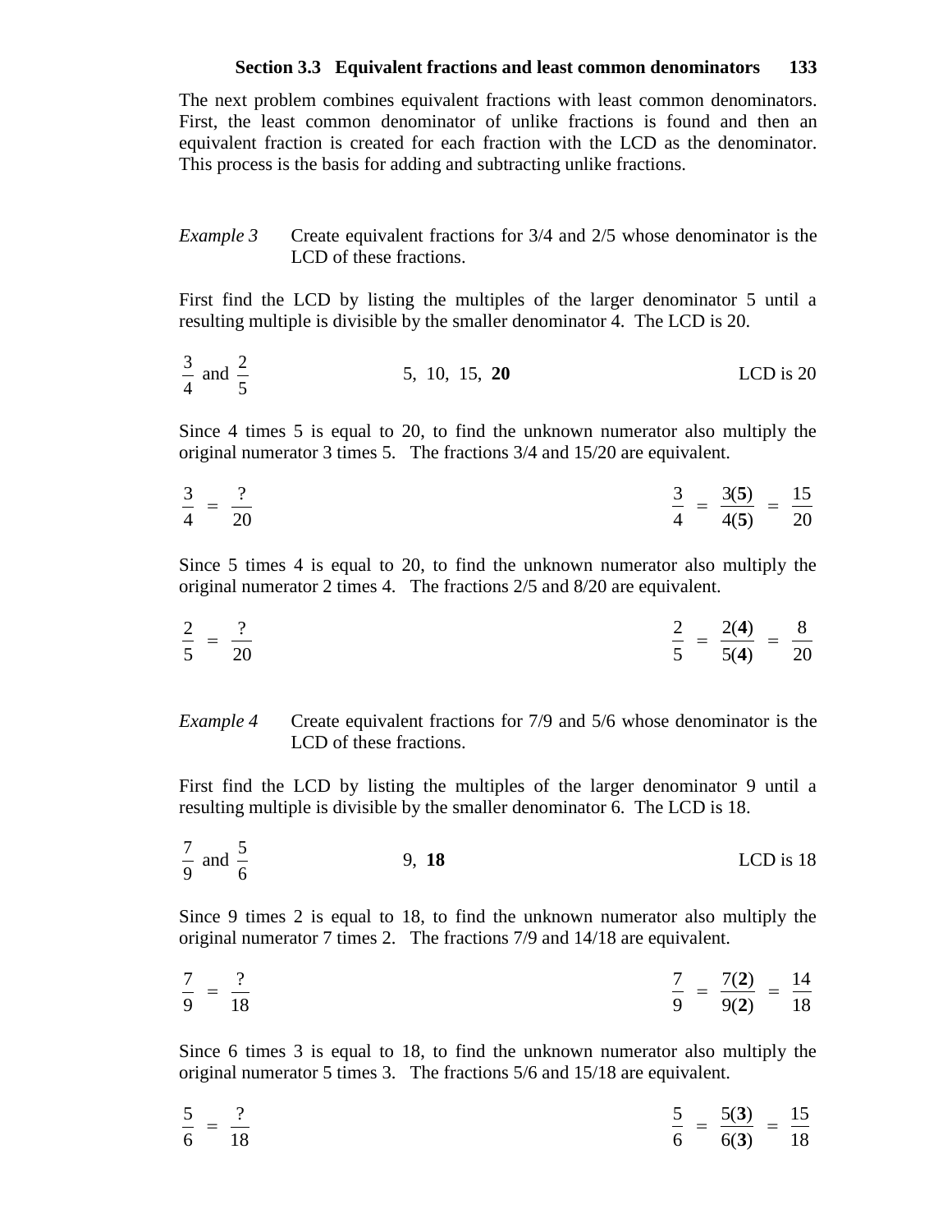The next problem combines equivalent fractions with least common denominators. First, the least common denominator of unlike fractions is found and then an equivalent fraction is created for each fraction with the LCD as the denominator. This process is the basis for adding and subtracting unlike fractions.

*Example 3* Create equivalent fractions for 3/4 and 2/5 whose denominator is the LCD of these fractions.

First find the LCD by listing the multiples of the larger denominator 5 until a resulting multiple is divisible by the smaller denominator 4. The LCD is 20.

$\frac{3}{4}$ and $\frac{2}{5}$ 5, 10, 15, **20** LCD is 20

Since 4 times 5 is equal to 20, to find the unknown numerator also multiply the original numerator 3 times 5. The fractions 3/4 and 15/20 are equivalent.

$$\frac{3}{4} = \frac{?}{20} \qquad \frac{3}{4} = \frac{3(\mathbf{5})}{4(\mathbf{5})} = \frac{15}{20}$$

Since 5 times 4 is equal to 20, to find the unknown numerator also multiply the original numerator 2 times 4. The fractions 2/5 and 8/20 are equivalent.

$$\frac{2}{5} = \frac{?}{20} \qquad \frac{2}{5} = \frac{2(\mathbf{4})}{5(\mathbf{4})} = \frac{8}{20}$$

*Example 4* Create equivalent fractions for 7/9 and 5/6 whose denominator is the LCD of these fractions.

First find the LCD by listing the multiples of the larger denominator 9 until a resulting multiple is divisible by the smaller denominator 6. The LCD is 18.

$\frac{7}{9}$ and $\frac{5}{6}$ 9, **18** LCD is 18

Since 9 times 2 is equal to 18, to find the unknown numerator also multiply the original numerator 7 times 2. The fractions 7/9 and 14/18 are equivalent.

$$\frac{7}{9} = \frac{?}{18} \qquad \frac{7}{9} = \frac{7(\mathbf{2})}{9(\mathbf{2})} = \frac{14}{18}$$

Since 6 times 3 is equal to 18, to find the unknown numerator also multiply the original numerator 5 times 3. The fractions 5/6 and 15/18 are equivalent.

$$\frac{5}{6} = \frac{?}{18} \qquad \frac{5}{6} = \frac{5(\mathbf{3})}{6(\mathbf{3})} = \frac{15}{18}$$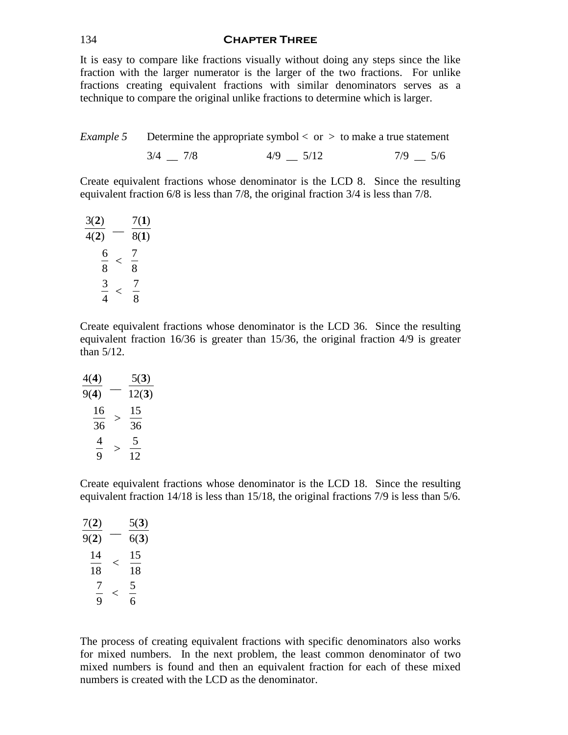It is easy to compare like fractions visually without doing any steps since the like fraction with the larger numerator is the larger of the two fractions. For unlike fractions creating equivalent fractions with similar denominators serves as a technique to compare the original unlike fractions to determine which is larger.

*Example 5* Determine the appropriate symbol < or > to make a true statement

3/4 __ 7/8 4/9 __ 5/12 7/9 __ 5/6

Create equivalent fractions whose denominator is the LCD 8. Since the resulting equivalent fraction 6/8 is less than 7/8, the original fraction 3/4 is less than 7/8.

$$\frac{3(\mathbf{2})}{4(\mathbf{2})} \quad \_\_ \quad \frac{7(\mathbf{1})}{8(\mathbf{1})}$$

$$\frac{6}{8} < \frac{7}{8}$$

$$\frac{3}{4} < \frac{7}{8}$$

Create equivalent fractions whose denominator is the LCD 36. Since the resulting equivalent fraction 16/36 is greater than 15/36, the original fraction 4/9 is greater than 5/12.

$$\frac{4(\mathbf{4})}{9(\mathbf{4})} \quad \_\_ \quad \frac{5(\mathbf{3})}{12(\mathbf{3})}$$

$$\frac{16}{36} > \frac{15}{36}$$

$$\frac{4}{9} > \frac{5}{12}$$

Create equivalent fractions whose denominator is the LCD 18. Since the resulting equivalent fraction 14/18 is less than 15/18, the original fractions 7/9 is less than 5/6.

$$\frac{7(\mathbf{2})}{9(\mathbf{2})} \quad \_\_ \quad \frac{5(\mathbf{3})}{6(\mathbf{3})}$$

$$\frac{14}{18} < \frac{15}{18}$$

$$\frac{7}{9} < \frac{5}{6}$$

The process of creating equivalent fractions with specific denominators also works for mixed numbers. In the next problem, the least common denominator of two mixed numbers is found and then an equivalent fraction for each of these mixed numbers is created with the LCD as the denominator.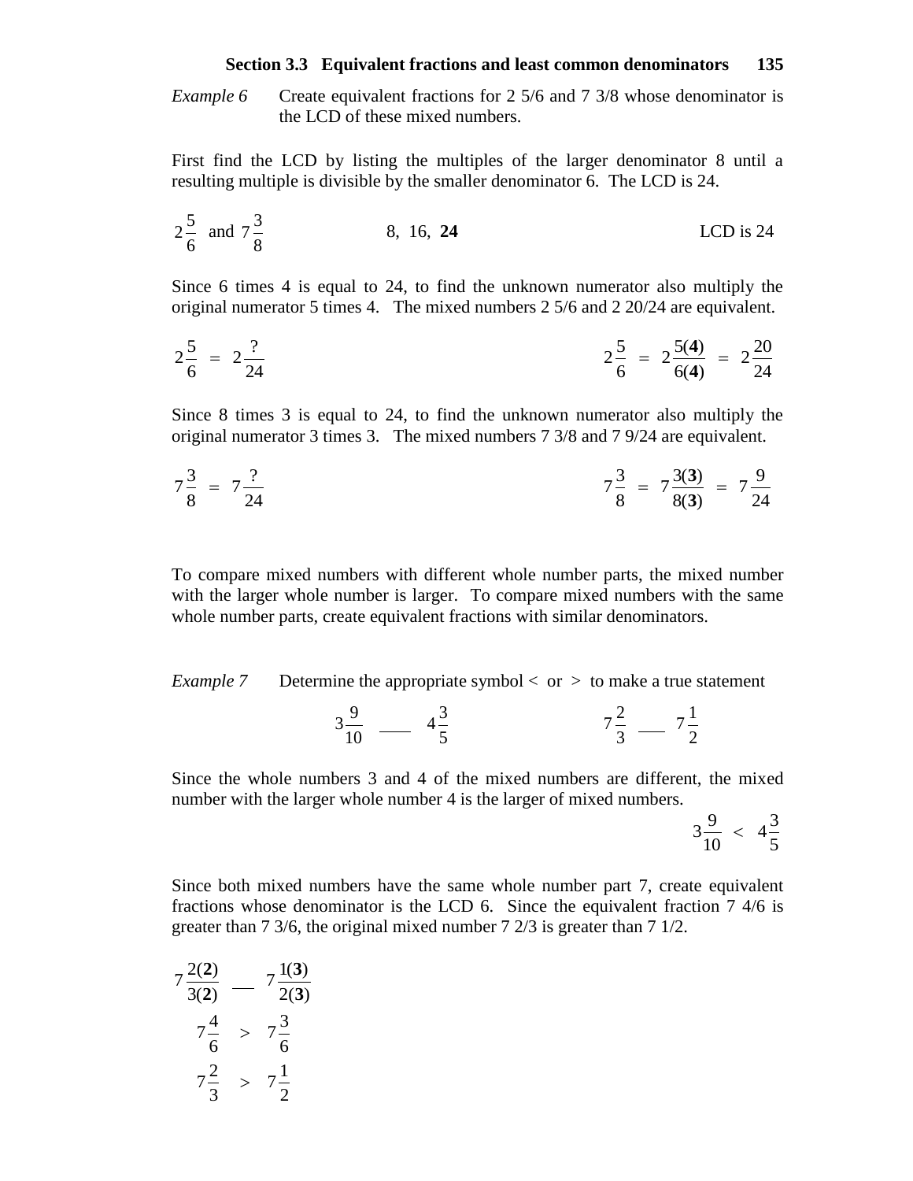*Example 6* Create equivalent fractions for 2 5/6 and 7 3/8 whose denominator is the LCD of these mixed numbers.

First find the LCD by listing the multiples of the larger denominator 8 until a resulting multiple is divisible by the smaller denominator 6. The LCD is 24.

$2\frac{5}{6}$ and $7\frac{3}{8}$ 8, 16, **24** LCD is 24

Since 6 times 4 is equal to 24, to find the unknown numerator also multiply the original numerator 5 times 4. The mixed numbers 2 5/6 and 2 20/24 are equivalent.

$$2\frac{5}{6} = 2\frac{?}{24} \qquad 2\frac{5}{6} = 2\frac{5(\mathbf{4})}{6(\mathbf{4})} = 2\frac{20}{24}$$

Since 8 times 3 is equal to 24, to find the unknown numerator also multiply the original numerator 3 times 3. The mixed numbers 7 3/8 and 7 9/24 are equivalent.

$$7\frac{3}{8} = 7\frac{?}{24} \qquad 7\frac{3}{8} = 7\frac{3(\mathbf{3})}{8(\mathbf{3})} = 7\frac{9}{24}$$

To compare mixed numbers with different whole number parts, the mixed number with the larger whole number is larger. To compare mixed numbers with the same whole number parts, create equivalent fractions with similar denominators.

*Example 7* Determine the appropriate symbol < or > to make a true statement

$$3\frac{9}{10} \;\_\_\_\; 4\frac{3}{5} \qquad\qquad 7\frac{2}{3} \;\_\_\_\; 7\frac{1}{2}$$

Since the whole numbers 3 and 4 of the mixed numbers are different, the mixed number with the larger whole number 4 is the larger of mixed numbers.

$$3\frac{9}{10} < 4\frac{3}{5}$$

Since both mixed numbers have the same whole number part 7, create equivalent fractions whose denominator is the LCD 6. Since the equivalent fraction 7 4/6 is greater than 7 3/6, the original mixed number 7 2/3 is greater than 7 1/2.

$$7\frac{2(\mathbf{2})}{3(\mathbf{2})} \;\_\_\; 7\frac{1(\mathbf{3})}{2(\mathbf{3})}$$

$$7\frac{4}{6} > 7\frac{3}{6}$$

$$7\frac{2}{3} > 7\frac{1}{2}$$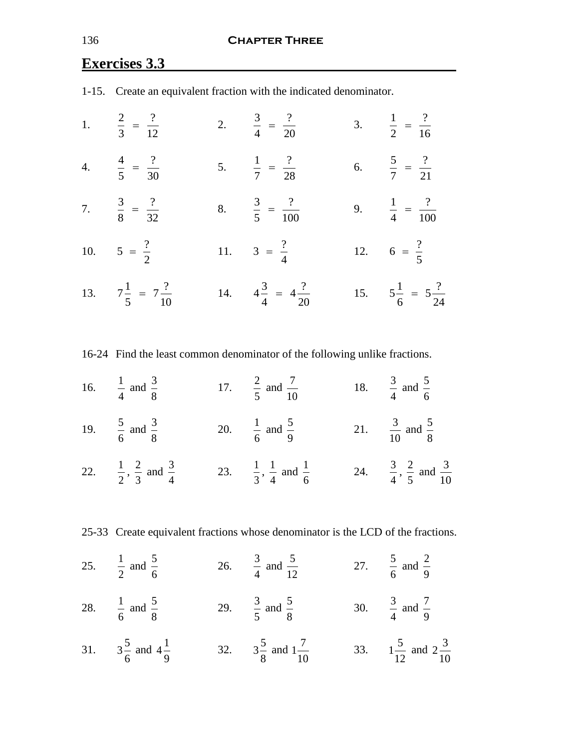## Exercises 3.3

1-15. Create an equivalent fraction with the indicated denominator.

1. $\frac{2}{3} = \frac{?}{12}$
2. $\frac{3}{4} = \frac{?}{20}$
3. $\frac{1}{2} = \frac{?}{16}$
4. $\frac{4}{5} = \frac{?}{30}$
5. $\frac{1}{7} = \frac{?}{28}$
6. $\frac{5}{7} = \frac{?}{21}$
7. $\frac{3}{8} = \frac{?}{32}$
8. $\frac{3}{5} = \frac{?}{100}$
9. $\frac{1}{4} = \frac{?}{100}$
10. $5 = \frac{?}{2}$
11. $3 = \frac{?}{4}$
12. $6 = \frac{?}{5}$
13. $7\frac{1}{5} = 7\frac{?}{10}$
14. $4\frac{3}{4} = 4\frac{?}{20}$
15. $5\frac{1}{6} = 5\frac{?}{24}$

16-24 Find the least common denominator of the following unlike fractions.

16. $\frac{1}{4}$ and $\frac{3}{8}$
17. $\frac{2}{5}$ and $\frac{7}{10}$
18. $\frac{3}{4}$ and $\frac{5}{6}$
19. $\frac{5}{6}$ and $\frac{3}{8}$
20. $\frac{1}{6}$ and $\frac{5}{9}$
21. $\frac{3}{10}$ and $\frac{5}{8}$
22. $\frac{1}{2}$, $\frac{2}{3}$ and $\frac{3}{4}$
23. $\frac{1}{3}$, $\frac{1}{4}$ and $\frac{1}{6}$
24. $\frac{3}{4}$, $\frac{2}{5}$ and $\frac{3}{10}$

25-33 Create equivalent fractions whose denominator is the LCD of the fractions.

25. $\frac{1}{2}$ and $\frac{5}{6}$
26. $\frac{3}{4}$ and $\frac{5}{12}$
27. $\frac{5}{6}$ and $\frac{2}{9}$
28. $\frac{1}{6}$ and $\frac{5}{8}$
29. $\frac{3}{5}$ and $\frac{5}{8}$
30. $\frac{3}{4}$ and $\frac{7}{9}$
31. $3\frac{5}{6}$ and $4\frac{1}{9}$
32. $3\frac{5}{8}$ and $1\frac{7}{10}$
33. $1\frac{5}{12}$ and $2\frac{3}{10}$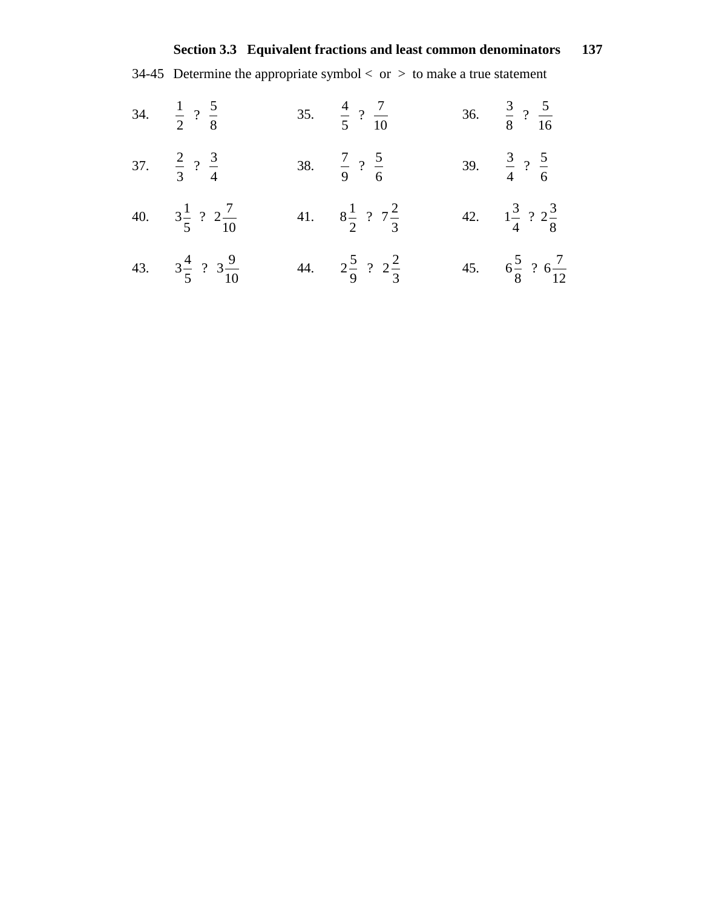34-45 Determine the appropriate symbol < or > to make a true statement

34. $\frac{1}{2}$ ? $\frac{5}{8}$

35. $\frac{4}{5}$ ? $\frac{7}{10}$

36. $\frac{3}{8}$ ? $\frac{5}{16}$

37. $\frac{2}{3}$ ? $\frac{3}{4}$

38. $\frac{7}{9}$ ? $\frac{5}{6}$

39. $\frac{3}{4}$ ? $\frac{5}{6}$

40. $3\frac{1}{5}$ ? $2\frac{7}{10}$

41. $8\frac{1}{2}$ ? $7\frac{2}{3}$

42. $1\frac{3}{4}$ ? $2\frac{3}{8}$

43. $3\frac{4}{5}$ ? $3\frac{9}{10}$

44. $2\frac{5}{9}$ ? $2\frac{2}{3}$

45. $6\frac{5}{8}$ ? $6\frac{7}{12}$